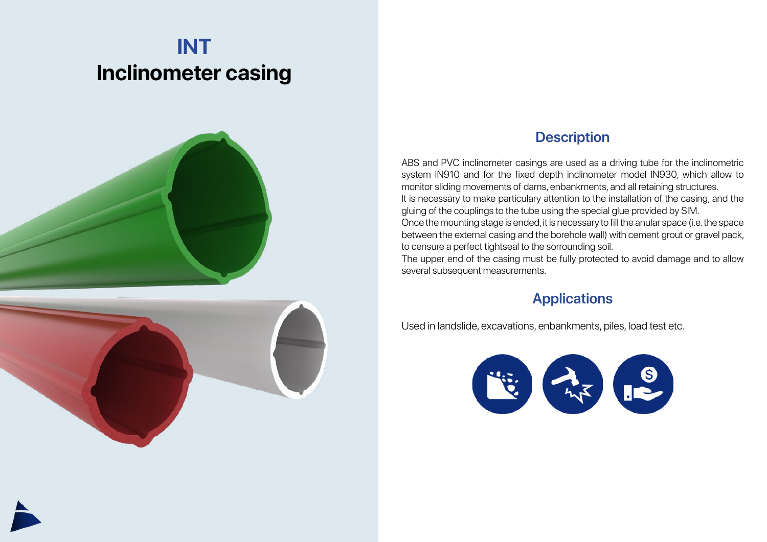# INT
# Inclinometer casing

## Description

ABS and PVC inclinometer casings are used as a driving tube for the inclinometric system IN910 and for the fixed depth inclinometer model IN930, which allow to monitor sliding movements of dams, enbankments, and all retaining structures.
It is necessary to make particulary attention to the installation of the casing, and the gluing of the couplings to the tube using the special glue provided by SIM.
Once the mounting stage is ended, it is necessary to fill the anular space (i.e. the space between the external casing and the borehole wall) with cement grout or gravel pack, to censure a perfect tightseal to the sorrounding soil.
The upper end of the casing must be fully protected to avoid damage and to allow several subsequent measurements.

## Applications

Used in landslide, excavations, enbankments, piles, load test etc.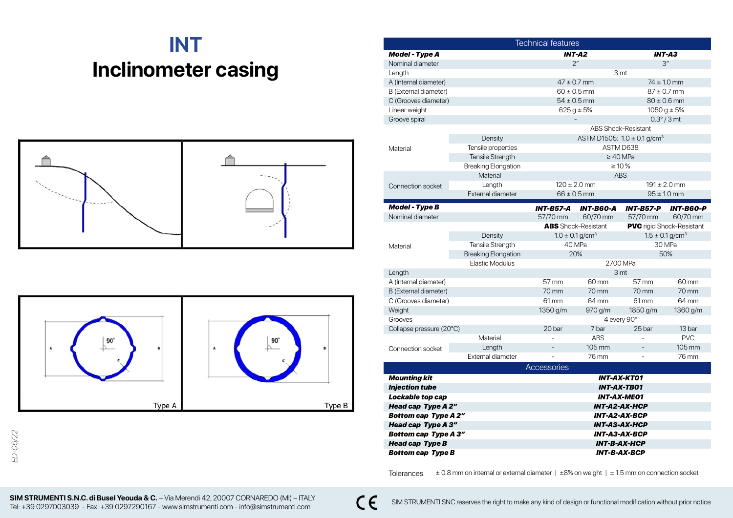# INT
# Inclinometer casing

Type A

Type B

ED-06/22

| Technical features | | | |
|---|---|---|---|
| ***Model - Type A*** | | ***INT-A2*** | ***INT-A3*** |
| Nominal diameter | | 2" | 3" |
| Length | | 3 mt | |
| A (Internal diameter) | | 47 ± 0.7 mm | 74 ± 1.0 mm |
| B (External diameter) | | 60 ± 0.5 mm | 87 ± 0.7 mm |
| C (Grooves diameter) | | 54 ± 0.5 mm | 80 ± 0.6 mm |
| Linear weight | | 625 g ± 5% | 1050 g ± 5% |
| Groove spiral | | - | 0.3° / 3 mt |
| Material | | ABS Shock-Resistant | |
| | Density | ASTM D1505: 1.0 ± 0.1 g/cm$^3$ | |
| | Tensile properties | ASTM D638 | |
| | Tensile Strength | ≥ 40 MPa | |
| | Breaking Elongation | ≥ 10 % | |
| Connection socket | Material | ABS | |
| | Length | 120 ± 2.0 mm | 191 ± 2.0 mm |
| | External diameter | 66 ± 0.5 mm | 95 ± 1.0 mm |

| ***Model - Type B*** | | ***INT-B57-A*** | ***INT-B60-A*** | ***INT-B57-P*** | ***INT-B60-P*** |
|---|---|---|---|---|---|
| Nominal diameter | | 57/70 mm | 60/70 mm | 57/70 mm | 60/70 mm |
| Material | | **ABS** Shock-Resistant | | **PVC** rigid Shock-Resistant | |
| | Density | 1.0 ± 0.1 g/cm$^3$ | | 1.5 ± 0.1 g/cm$^3$ | |
| | Tensile Strength | 40 MPa | | 30 MPa | |
| | Breaking Elongation | 20% | | 50% | |
| | Elastic Modulus | 2700 MPa | | | |
| Length | | 3 mt | | | |
| A (Internal diameter) | | 57 mm | 60 mm | 57 mm | 60 mm |
| B (External diameter) | | 70 mm | 70 mm | 70 mm | 70 mm |
| C (Grooves diameter) | | 61 mm | 64 mm | 61 mm | 64 mm |
| Weight | | 1350 g/m | 970 g/m | 1850 g/m | 1360 g/m |
| Grooves | | 4 every 90° | | | |
| Collapse pressure (20°C) | | 20 bar | 7 bar | 25 bar | 13 bar |
| Connection socket | Material | - | ABS | - | PVC |
| | Length | - | 105 mm | - | 105 mm |
| | External diameter | - | 76 mm | - | 76 mm |

| Accessories | |
|---|---|
| ***Mounting kit*** | ***INT-AX-KT01*** |
| ***Injection tube*** | ***INT-AX-TB01*** |
| ***Lockable top cap*** | ***INT-AX-ME01*** |
| ***Head cap Type A 2"*** | ***INT-A2-AX-HCP*** |
| ***Bottom cap Type A 2"*** | ***INT-A2-AX-BCP*** |
| ***Head cap Type A 3"*** | ***INT-A3-AX-HCP*** |
| ***Bottom cap Type A 3"*** | ***INT-A3-AX-BCP*** |
| ***Head cap Type B*** | ***INT-B-AX-HCP*** |
| ***Bottom cap Type B*** | ***INT-B-AX-BCP*** |

Tolerances ± 0.8 mm on internal or external diameter | ±8% on weight | ± 1.5 mm on connection socket

**SIM STRUMENTI S.N.C. di Busel Yeouda & C.** – Via Merendi 42, 20007 CORNAREDO (MI) – ITALY
Tel: +39 0297003039 - Fax: +39 0297290167 - www.simstrumenti.com - info@simstrumenti.com

SIM STRUMENTI SNC reserves the right to make any kind of design or functional modification without prior notice